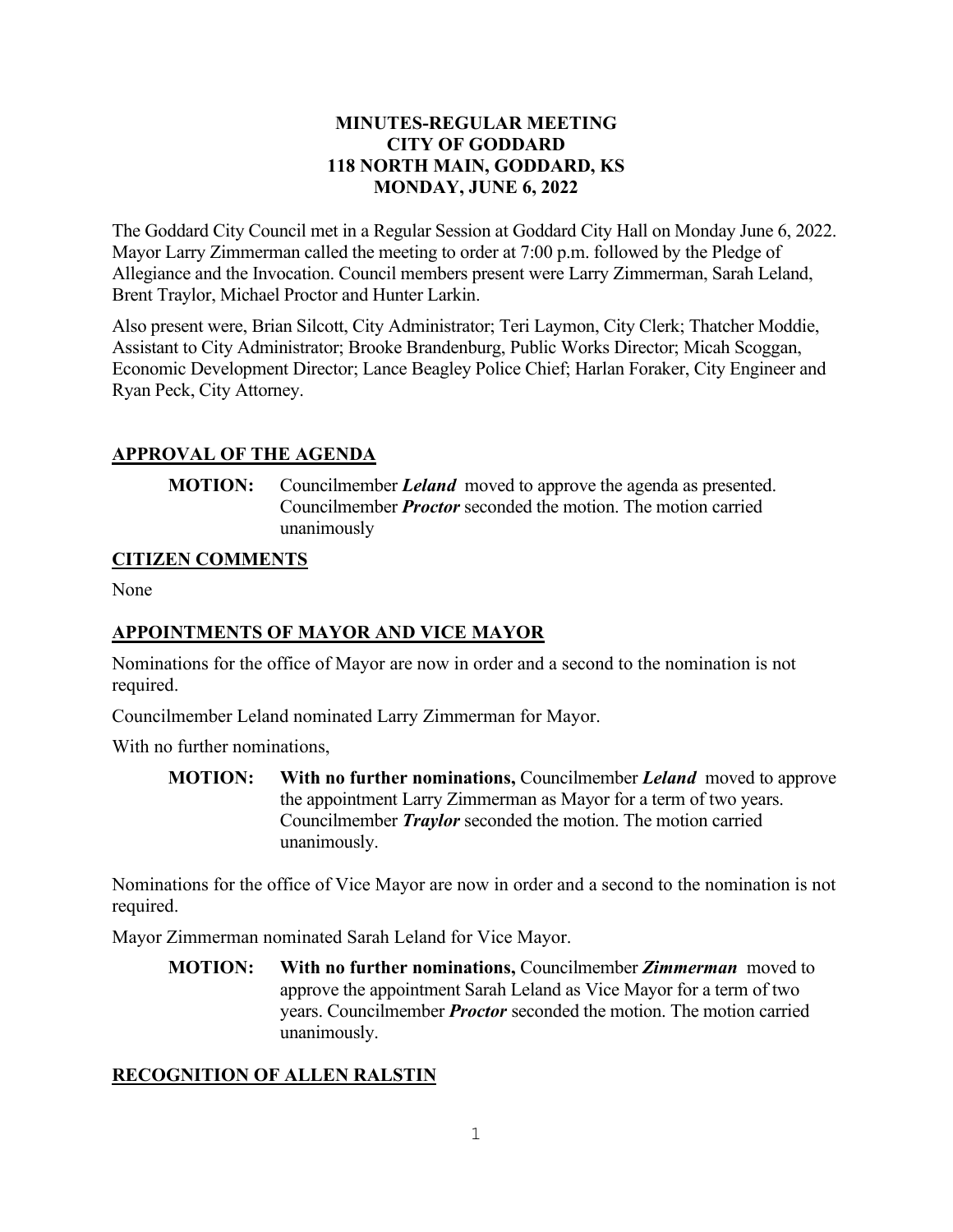# MINUTES-REGULAR MEETING
# CITY OF GODDARD
# 118 NORTH MAIN, GODDARD, KS
# MONDAY, JUNE 6, 2022

The Goddard City Council met in a Regular Session at Goddard City Hall on Monday June 6, 2022. Mayor Larry Zimmerman called the meeting to order at 7:00 p.m. followed by the Pledge of Allegiance and the Invocation. Council members present were Larry Zimmerman, Sarah Leland, Brent Traylor, Michael Proctor and Hunter Larkin.

Also present were, Brian Silcott, City Administrator; Teri Laymon, City Clerk; Thatcher Moddie, Assistant to City Administrator; Brooke Brandenburg, Public Works Director; Micah Scoggan, Economic Development Director; Lance Beagley Police Chief; Harlan Foraker, City Engineer and Ryan Peck, City Attorney.

## APPROVAL OF THE AGENDA

**MOTION:** Councilmember ***Leland*** moved to approve the agenda as presented. Councilmember ***Proctor*** seconded the motion. The motion carried unanimously

## CITIZEN COMMENTS

None

## APPOINTMENTS OF MAYOR AND VICE MAYOR

Nominations for the office of Mayor are now in order and a second to the nomination is not required.

Councilmember Leland nominated Larry Zimmerman for Mayor.

With no further nominations,

**MOTION:** **With no further nominations,** Councilmember ***Leland*** moved to approve the appointment Larry Zimmerman as Mayor for a term of two years. Councilmember ***Traylor*** seconded the motion. The motion carried unanimously.

Nominations for the office of Vice Mayor are now in order and a second to the nomination is not required.

Mayor Zimmerman nominated Sarah Leland for Vice Mayor.

**MOTION:** **With no further nominations,** Councilmember ***Zimmerman*** moved to approve the appointment Sarah Leland as Vice Mayor for a term of two years. Councilmember ***Proctor*** seconded the motion. The motion carried unanimously.

## RECOGNITION OF ALLEN RALSTIN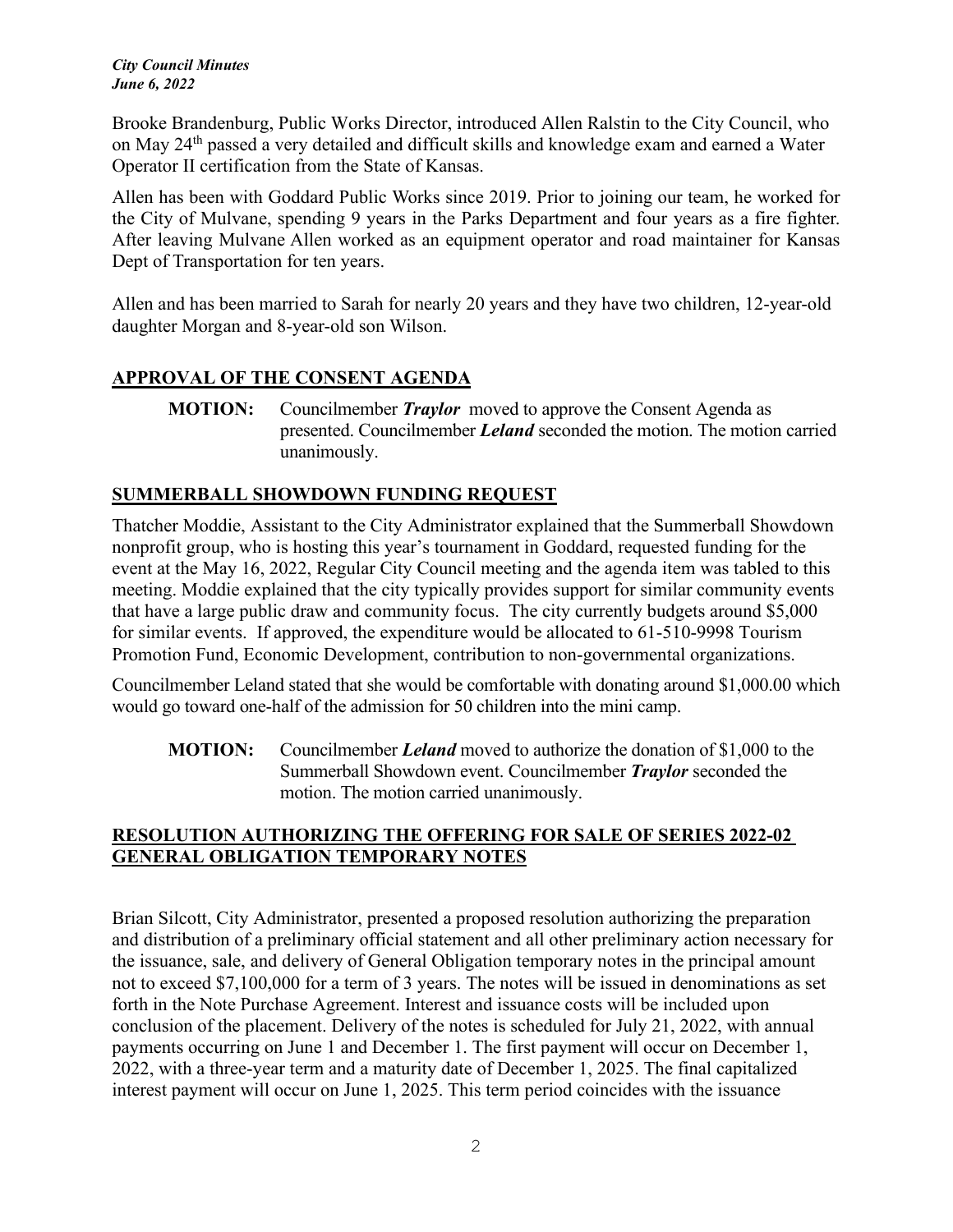Brooke Brandenburg, Public Works Director, introduced Allen Ralstin to the City Council, who on May 24th passed a very detailed and difficult skills and knowledge exam and earned a Water Operator II certification from the State of Kansas.

Allen has been with Goddard Public Works since 2019. Prior to joining our team, he worked for the City of Mulvane, spending 9 years in the Parks Department and four years as a fire fighter. After leaving Mulvane Allen worked as an equipment operator and road maintainer for Kansas Dept of Transportation for ten years.

Allen and has been married to Sarah for nearly 20 years and they have two children, 12-year-old daughter Morgan and 8-year-old son Wilson.

## APPROVAL OF THE CONSENT AGENDA

**MOTION:** Councilmember ***Traylor*** moved to approve the Consent Agenda as presented. Councilmember ***Leland*** seconded the motion. The motion carried unanimously.

## SUMMERBALL SHOWDOWN FUNDING REQUEST

Thatcher Moddie, Assistant to the City Administrator explained that the Summerball Showdown nonprofit group, who is hosting this year's tournament in Goddard, requested funding for the event at the May 16, 2022, Regular City Council meeting and the agenda item was tabled to this meeting. Moddie explained that the city typically provides support for similar community events that have a large public draw and community focus. The city currently budgets around $5,000 for similar events. If approved, the expenditure would be allocated to 61-510-9998 Tourism Promotion Fund, Economic Development, contribution to non-governmental organizations.

Councilmember Leland stated that she would be comfortable with donating around $1,000.00 which would go toward one-half of the admission for 50 children into the mini camp.

**MOTION:** Councilmember ***Leland*** moved to authorize the donation of $1,000 to the Summerball Showdown event. Councilmember ***Traylor*** seconded the motion. The motion carried unanimously.

## RESOLUTION AUTHORIZING THE OFFERING FOR SALE OF SERIES 2022-02 GENERAL OBLIGATION TEMPORARY NOTES

Brian Silcott, City Administrator, presented a proposed resolution authorizing the preparation and distribution of a preliminary official statement and all other preliminary action necessary for the issuance, sale, and delivery of General Obligation temporary notes in the principal amount not to exceed $7,100,000 for a term of 3 years. The notes will be issued in denominations as set forth in the Note Purchase Agreement. Interest and issuance costs will be included upon conclusion of the placement. Delivery of the notes is scheduled for July 21, 2022, with annual payments occurring on June 1 and December 1. The first payment will occur on December 1, 2022, with a three-year term and a maturity date of December 1, 2025. The final capitalized interest payment will occur on June 1, 2025. This term period coincides with the issuance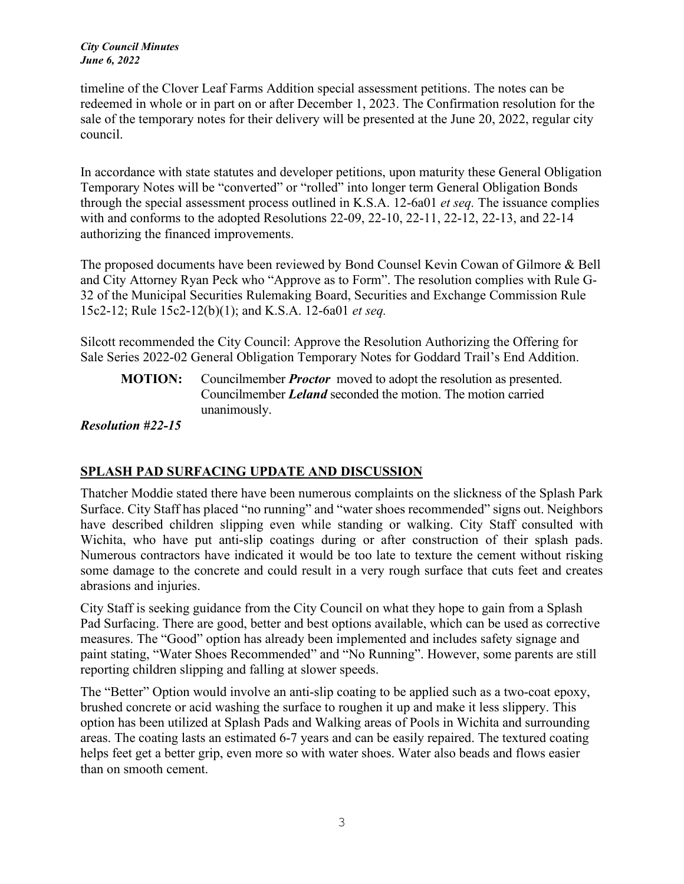timeline of the Clover Leaf Farms Addition special assessment petitions. The notes can be redeemed in whole or in part on or after December 1, 2023. The Confirmation resolution for the sale of the temporary notes for their delivery will be presented at the June 20, 2022, regular city council.

In accordance with state statutes and developer petitions, upon maturity these General Obligation Temporary Notes will be "converted" or "rolled" into longer term General Obligation Bonds through the special assessment process outlined in K.S.A. 12-6a01 *et seq.* The issuance complies with and conforms to the adopted Resolutions 22-09, 22-10, 22-11, 22-12, 22-13, and 22-14 authorizing the financed improvements.

The proposed documents have been reviewed by Bond Counsel Kevin Cowan of Gilmore & Bell and City Attorney Ryan Peck who "Approve as to Form". The resolution complies with Rule G-32 of the Municipal Securities Rulemaking Board, Securities and Exchange Commission Rule 15c2-12; Rule 15c2-12(b)(1); and K.S.A. 12-6a01 *et seq.*

Silcott recommended the City Council: Approve the Resolution Authorizing the Offering for Sale Series 2022-02 General Obligation Temporary Notes for Goddard Trail's End Addition.

**MOTION:** Councilmember ***Proctor*** moved to adopt the resolution as presented. Councilmember ***Leland*** seconded the motion. The motion carried unanimously.

***Resolution #22-15***

## SPLASH PAD SURFACING UPDATE AND DISCUSSION

Thatcher Moddie stated there have been numerous complaints on the slickness of the Splash Park Surface. City Staff has placed "no running" and "water shoes recommended" signs out. Neighbors have described children slipping even while standing or walking. City Staff consulted with Wichita, who have put anti-slip coatings during or after construction of their splash pads. Numerous contractors have indicated it would be too late to texture the cement without risking some damage to the concrete and could result in a very rough surface that cuts feet and creates abrasions and injuries.

City Staff is seeking guidance from the City Council on what they hope to gain from a Splash Pad Surfacing. There are good, better and best options available, which can be used as corrective measures. The "Good" option has already been implemented and includes safety signage and paint stating, "Water Shoes Recommended" and "No Running". However, some parents are still reporting children slipping and falling at slower speeds.

The "Better" Option would involve an anti-slip coating to be applied such as a two-coat epoxy, brushed concrete or acid washing the surface to roughen it up and make it less slippery. This option has been utilized at Splash Pads and Walking areas of Pools in Wichita and surrounding areas. The coating lasts an estimated 6-7 years and can be easily repaired. The textured coating helps feet get a better grip, even more so with water shoes. Water also beads and flows easier than on smooth cement.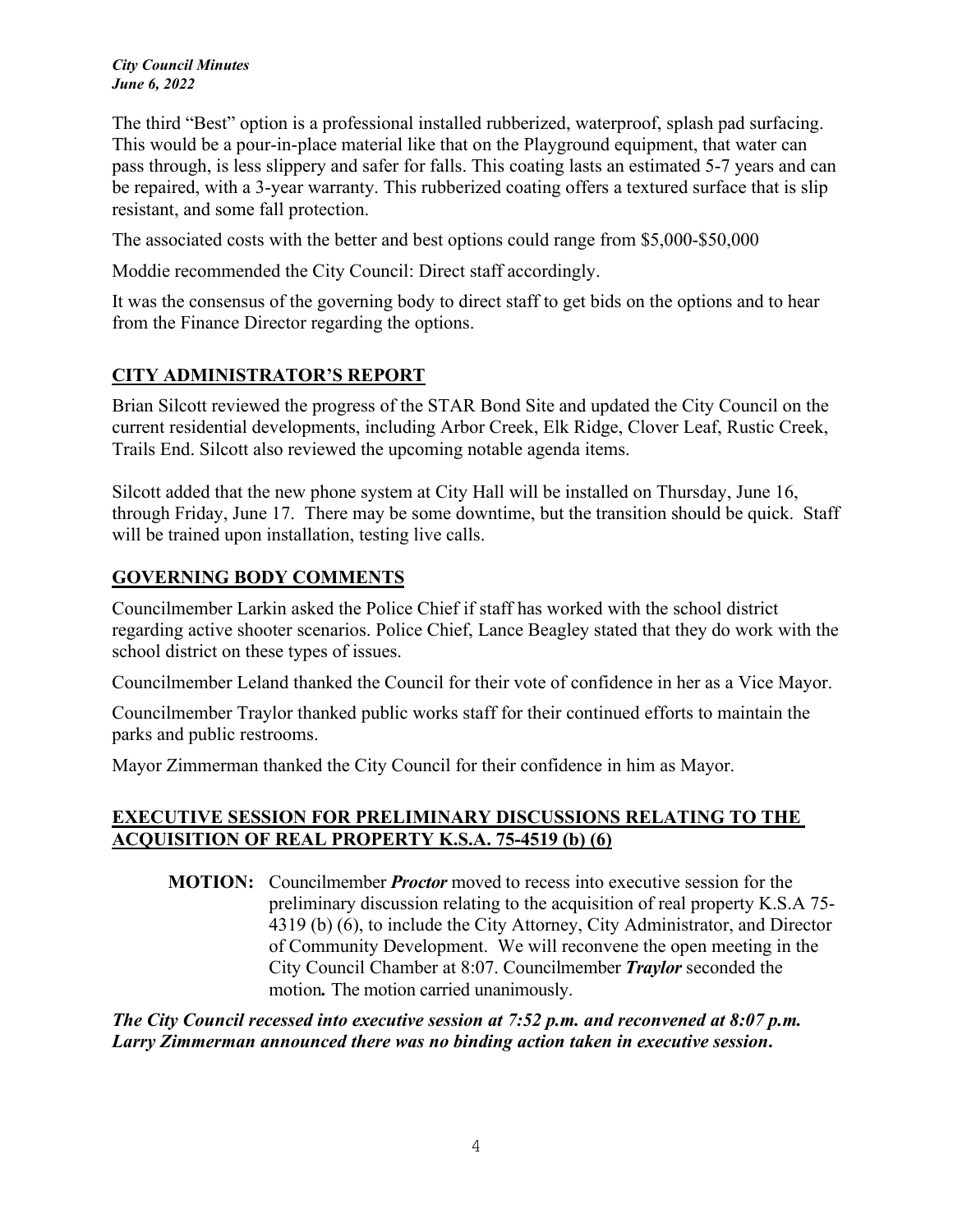The third "Best" option is a professional installed rubberized, waterproof, splash pad surfacing. This would be a pour-in-place material like that on the Playground equipment, that water can pass through, is less slippery and safer for falls. This coating lasts an estimated 5-7 years and can be repaired, with a 3-year warranty. This rubberized coating offers a textured surface that is slip resistant, and some fall protection.

The associated costs with the better and best options could range from $5,000-$50,000

Moddie recommended the City Council: Direct staff accordingly.

It was the consensus of the governing body to direct staff to get bids on the options and to hear from the Finance Director regarding the options.

## CITY ADMINISTRATOR'S REPORT

Brian Silcott reviewed the progress of the STAR Bond Site and updated the City Council on the current residential developments, including Arbor Creek, Elk Ridge, Clover Leaf, Rustic Creek, Trails End. Silcott also reviewed the upcoming notable agenda items.

Silcott added that the new phone system at City Hall will be installed on Thursday, June 16, through Friday, June 17. There may be some downtime, but the transition should be quick. Staff will be trained upon installation, testing live calls.

## GOVERNING BODY COMMENTS

Councilmember Larkin asked the Police Chief if staff has worked with the school district regarding active shooter scenarios. Police Chief, Lance Beagley stated that they do work with the school district on these types of issues.

Councilmember Leland thanked the Council for their vote of confidence in her as a Vice Mayor.

Councilmember Traylor thanked public works staff for their continued efforts to maintain the parks and public restrooms.

Mayor Zimmerman thanked the City Council for their confidence in him as Mayor.

## EXECUTIVE SESSION FOR PRELIMINARY DISCUSSIONS RELATING TO THE ACQUISITION OF REAL PROPERTY K.S.A. 75-4519 (b) (6)

**MOTION:** Councilmember ***Proctor*** moved to recess into executive session for the preliminary discussion relating to the acquisition of real property K.S.A 75-4319 (b) (6), to include the City Attorney, City Administrator, and Director of Community Development. We will reconvene the open meeting in the City Council Chamber at 8:07. Councilmember ***Traylor*** seconded the motion. The motion carried unanimously.

***The City Council recessed into executive session at 7:52 p.m. and reconvened at 8:07 p.m. Larry Zimmerman announced there was no binding action taken in executive session.***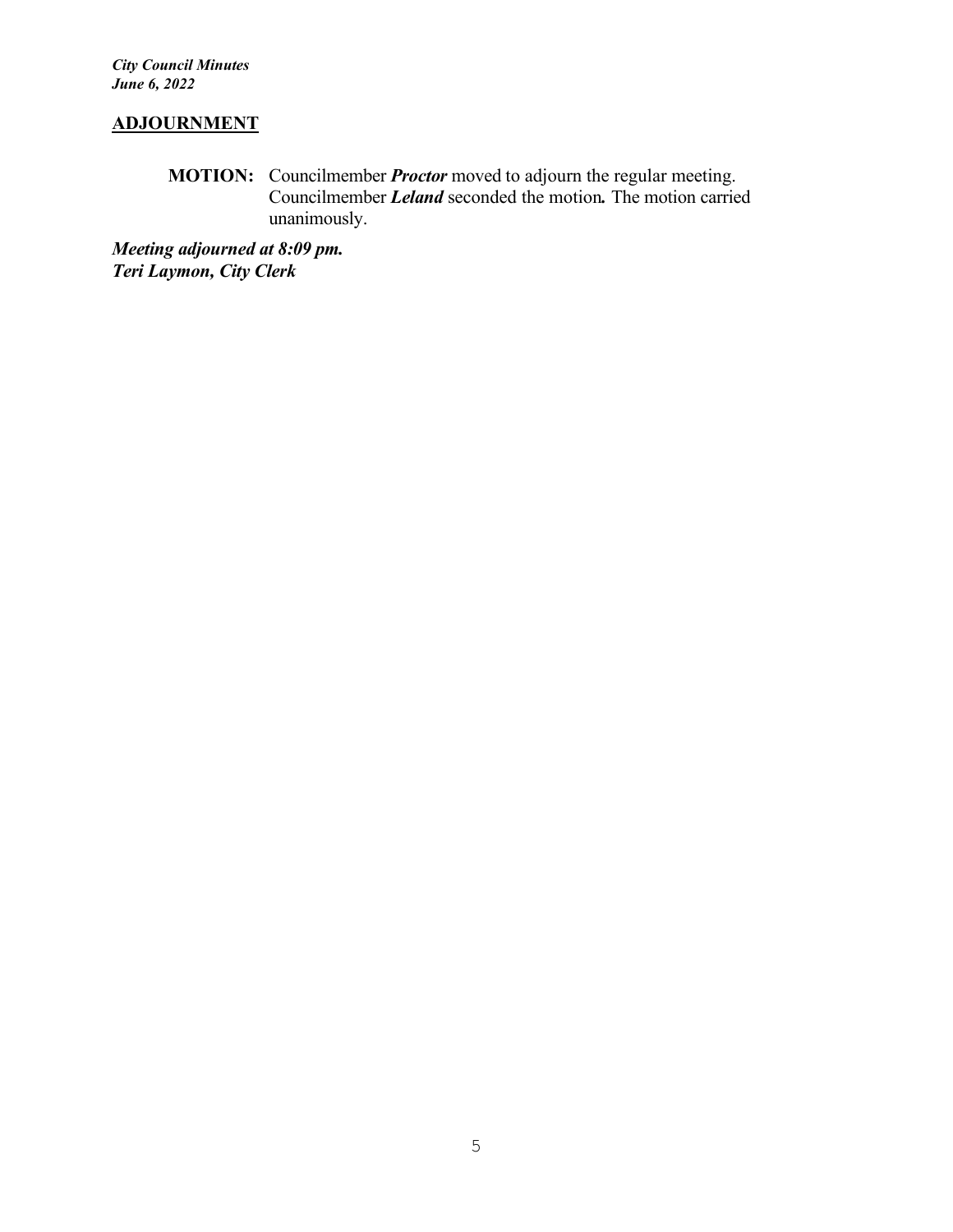## ADJOURNMENT

**MOTION:** Councilmember ***Proctor*** moved to adjourn the regular meeting. Councilmember ***Leland*** seconded the motion***.*** The motion carried unanimously.

***Meeting adjourned at 8:09 pm.***
***Teri Laymon, City Clerk***